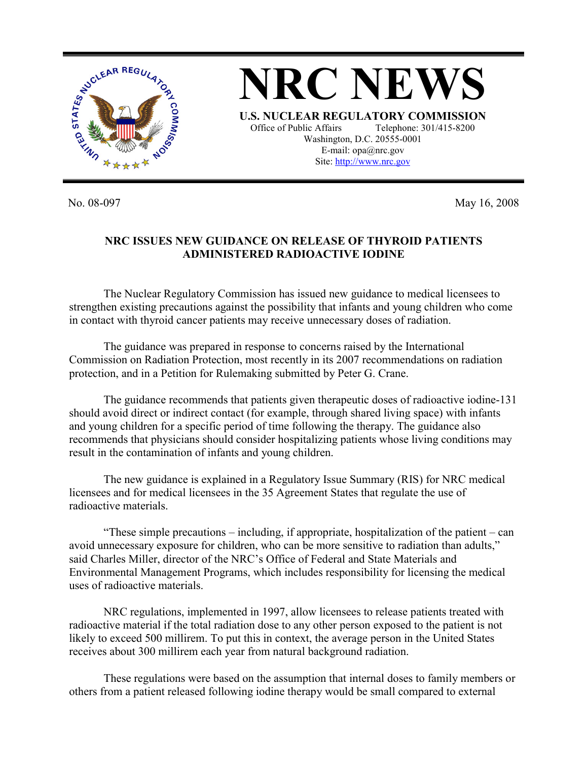# NRC NEWS

**U.S. NUCLEAR REGULATORY COMMISSION**

Office of Public Affairs Telephone: 301/415-8200
Washington, D.C. 20555-0001
E-mail: opa@nrc.gov
Site: http://www.nrc.gov

No. 08-097 May 16, 2008

## NRC ISSUES NEW GUIDANCE ON RELEASE OF THYROID PATIENTS ADMINISTERED RADIOACTIVE IODINE

The Nuclear Regulatory Commission has issued new guidance to medical licensees to strengthen existing precautions against the possibility that infants and young children who come in contact with thyroid cancer patients may receive unnecessary doses of radiation.

The guidance was prepared in response to concerns raised by the International Commission on Radiation Protection, most recently in its 2007 recommendations on radiation protection, and in a Petition for Rulemaking submitted by Peter G. Crane.

The guidance recommends that patients given therapeutic doses of radioactive iodine-131 should avoid direct or indirect contact (for example, through shared living space) with infants and young children for a specific period of time following the therapy. The guidance also recommends that physicians should consider hospitalizing patients whose living conditions may result in the contamination of infants and young children.

The new guidance is explained in a Regulatory Issue Summary (RIS) for NRC medical licensees and for medical licensees in the 35 Agreement States that regulate the use of radioactive materials.

"These simple precautions – including, if appropriate, hospitalization of the patient – can avoid unnecessary exposure for children, who can be more sensitive to radiation than adults," said Charles Miller, director of the NRC's Office of Federal and State Materials and Environmental Management Programs, which includes responsibility for licensing the medical uses of radioactive materials.

NRC regulations, implemented in 1997, allow licensees to release patients treated with radioactive material if the total radiation dose to any other person exposed to the patient is not likely to exceed 500 millirem. To put this in context, the average person in the United States receives about 300 millirem each year from natural background radiation.

These regulations were based on the assumption that internal doses to family members or others from a patient released following iodine therapy would be small compared to external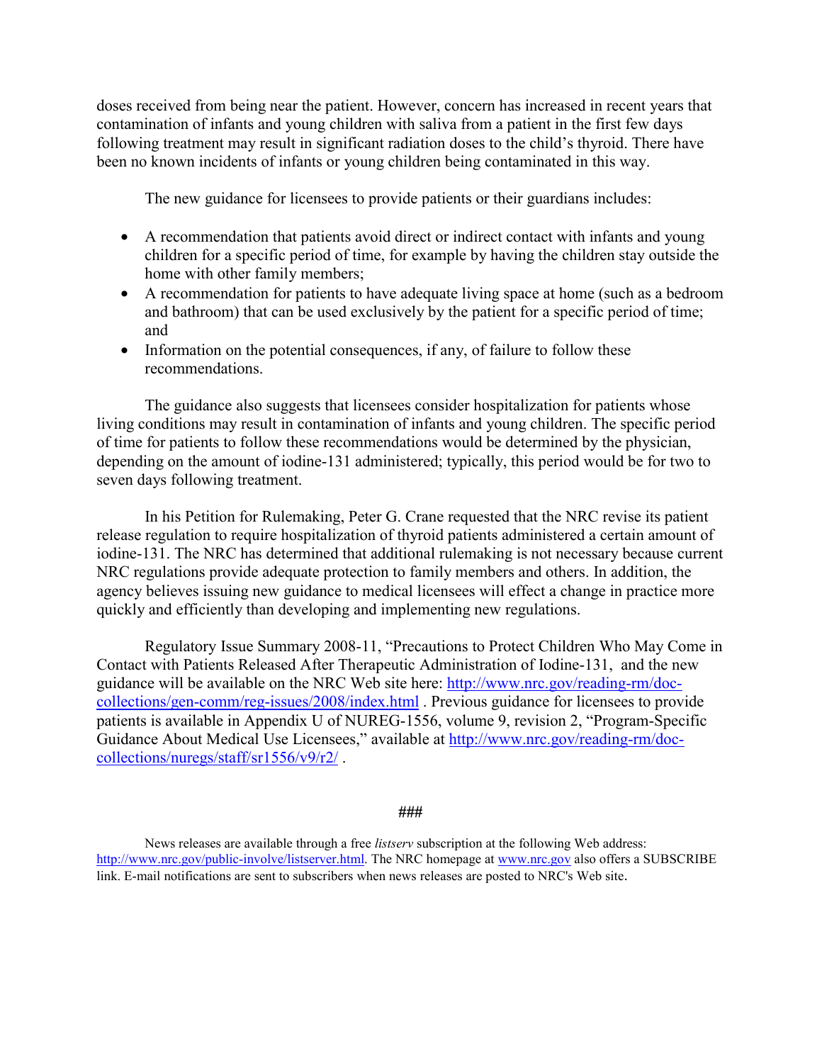doses received from being near the patient. However, concern has increased in recent years that contamination of infants and young children with saliva from a patient in the first few days following treatment may result in significant radiation doses to the child's thyroid. There have been no known incidents of infants or young children being contaminated in this way.

The new guidance for licensees to provide patients or their guardians includes:

- A recommendation that patients avoid direct or indirect contact with infants and young children for a specific period of time, for example by having the children stay outside the home with other family members;
- A recommendation for patients to have adequate living space at home (such as a bedroom and bathroom) that can be used exclusively by the patient for a specific period of time; and
- Information on the potential consequences, if any, of failure to follow these recommendations.

The guidance also suggests that licensees consider hospitalization for patients whose living conditions may result in contamination of infants and young children. The specific period of time for patients to follow these recommendations would be determined by the physician, depending on the amount of iodine-131 administered; typically, this period would be for two to seven days following treatment.

In his Petition for Rulemaking, Peter G. Crane requested that the NRC revise its patient release regulation to require hospitalization of thyroid patients administered a certain amount of iodine-131. The NRC has determined that additional rulemaking is not necessary because current NRC regulations provide adequate protection to family members and others. In addition, the agency believes issuing new guidance to medical licensees will effect a change in practice more quickly and efficiently than developing and implementing new regulations.

Regulatory Issue Summary 2008-11, "Precautions to Protect Children Who May Come in Contact with Patients Released After Therapeutic Administration of Iodine-131, and the new guidance will be available on the NRC Web site here: http://www.nrc.gov/reading-rm/doc-collections/gen-comm/reg-issues/2008/index.html . Previous guidance for licensees to provide patients is available in Appendix U of NUREG-1556, volume 9, revision 2, "Program-Specific Guidance About Medical Use Licensees," available at http://www.nrc.gov/reading-rm/doc-collections/nuregs/staff/sr1556/v9/r2/ .

###

News releases are available through a free *listserv* subscription at the following Web address: http://www.nrc.gov/public-involve/listserver.html. The NRC homepage at www.nrc.gov also offers a SUBSCRIBE link. E-mail notifications are sent to subscribers when news releases are posted to NRC's Web site.